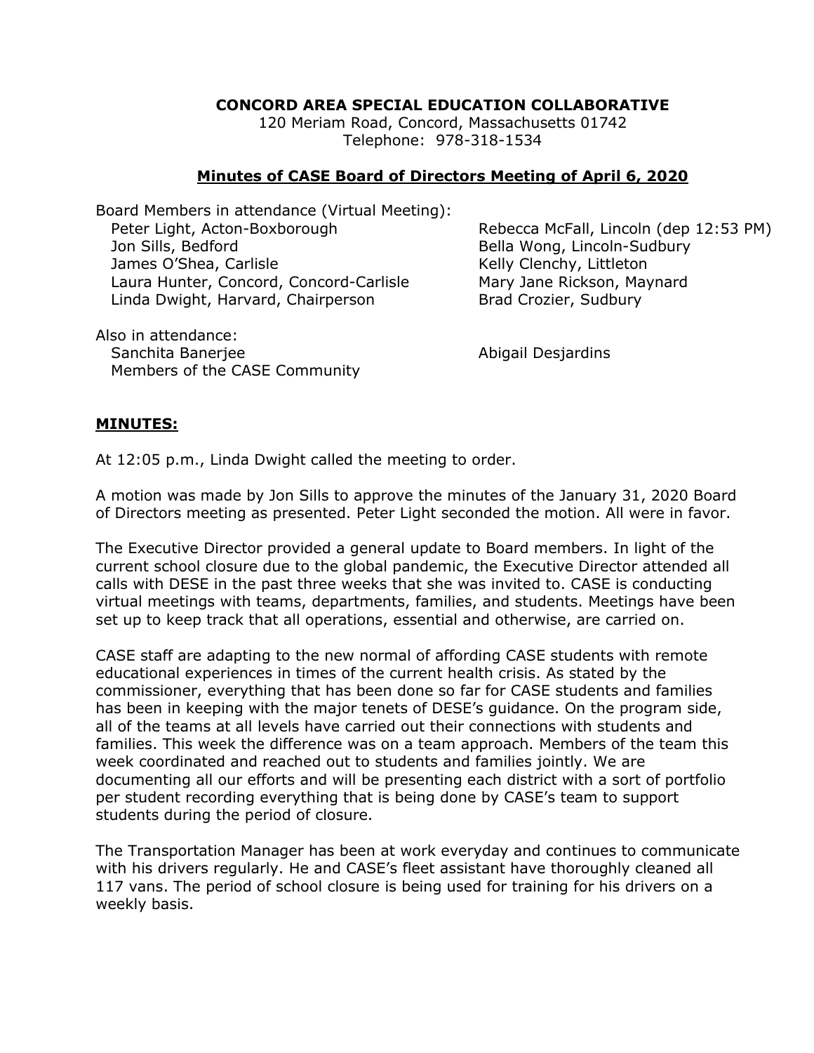**CONCORD AREA SPECIAL EDUCATION COLLABORATIVE**

120 Meriam Road, Concord, Massachusetts 01742
Telephone: 978-318-1534

## Minutes of CASE Board of Directors Meeting of April 6, 2020

Board Members in attendance (Virtual Meeting):

- Peter Light, Acton-Boxborough
- Jon Sills, Bedford
- James O'Shea, Carlisle
- Laura Hunter, Concord, Concord-Carlisle
- Linda Dwight, Harvard, Chairperson
- Rebecca McFall, Lincoln (dep 12:53 PM)
- Bella Wong, Lincoln-Sudbury
- Kelly Clenchy, Littleton
- Mary Jane Rickson, Maynard
- Brad Crozier, Sudbury

Also in attendance:

- Sanchita Banerjee
- Members of the CASE Community
- Abigail Desjardins

## MINUTES:

At 12:05 p.m., Linda Dwight called the meeting to order.

A motion was made by Jon Sills to approve the minutes of the January 31, 2020 Board of Directors meeting as presented. Peter Light seconded the motion. All were in favor.

The Executive Director provided a general update to Board members. In light of the current school closure due to the global pandemic, the Executive Director attended all calls with DESE in the past three weeks that she was invited to. CASE is conducting virtual meetings with teams, departments, families, and students. Meetings have been set up to keep track that all operations, essential and otherwise, are carried on.

CASE staff are adapting to the new normal of affording CASE students with remote educational experiences in times of the current health crisis. As stated by the commissioner, everything that has been done so far for CASE students and families has been in keeping with the major tenets of DESE's guidance. On the program side, all of the teams at all levels have carried out their connections with students and families. This week the difference was on a team approach. Members of the team this week coordinated and reached out to students and families jointly. We are documenting all our efforts and will be presenting each district with a sort of portfolio per student recording everything that is being done by CASE's team to support students during the period of closure.

The Transportation Manager has been at work everyday and continues to communicate with his drivers regularly. He and CASE's fleet assistant have thoroughly cleaned all 117 vans. The period of school closure is being used for training for his drivers on a weekly basis.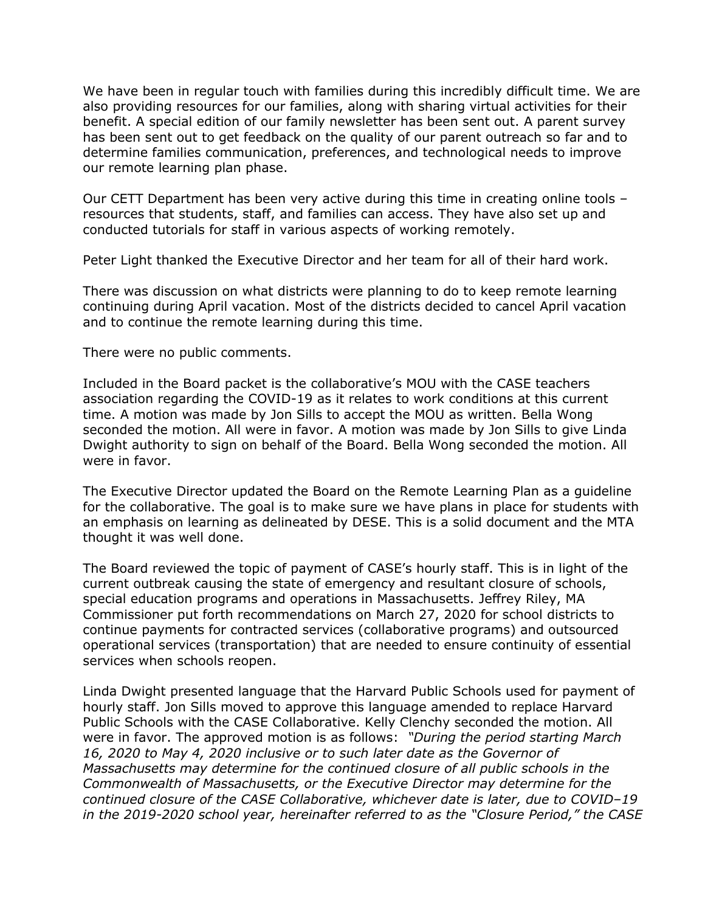We have been in regular touch with families during this incredibly difficult time. We are also providing resources for our families, along with sharing virtual activities for their benefit. A special edition of our family newsletter has been sent out. A parent survey has been sent out to get feedback on the quality of our parent outreach so far and to determine families communication, preferences, and technological needs to improve our remote learning plan phase.

Our CETT Department has been very active during this time in creating online tools – resources that students, staff, and families can access. They have also set up and conducted tutorials for staff in various aspects of working remotely.

Peter Light thanked the Executive Director and her team for all of their hard work.

There was discussion on what districts were planning to do to keep remote learning continuing during April vacation. Most of the districts decided to cancel April vacation and to continue the remote learning during this time.

There were no public comments.

Included in the Board packet is the collaborative's MOU with the CASE teachers association regarding the COVID-19 as it relates to work conditions at this current time. A motion was made by Jon Sills to accept the MOU as written. Bella Wong seconded the motion. All were in favor. A motion was made by Jon Sills to give Linda Dwight authority to sign on behalf of the Board. Bella Wong seconded the motion. All were in favor.

The Executive Director updated the Board on the Remote Learning Plan as a guideline for the collaborative. The goal is to make sure we have plans in place for students with an emphasis on learning as delineated by DESE. This is a solid document and the MTA thought it was well done.

The Board reviewed the topic of payment of CASE's hourly staff. This is in light of the current outbreak causing the state of emergency and resultant closure of schools, special education programs and operations in Massachusetts. Jeffrey Riley, MA Commissioner put forth recommendations on March 27, 2020 for school districts to continue payments for contracted services (collaborative programs) and outsourced operational services (transportation) that are needed to ensure continuity of essential services when schools reopen.

Linda Dwight presented language that the Harvard Public Schools used for payment of hourly staff. Jon Sills moved to approve this language amended to replace Harvard Public Schools with the CASE Collaborative. Kelly Clenchy seconded the motion. All were in favor. The approved motion is as follows: *"During the period starting March 16, 2020 to May 4, 2020 inclusive or to such later date as the Governor of Massachusetts may determine for the continued closure of all public schools in the Commonwealth of Massachusetts, or the Executive Director may determine for the continued closure of the CASE Collaborative, whichever date is later, due to COVID–19 in the 2019-2020 school year, hereinafter referred to as the "Closure Period," the CASE*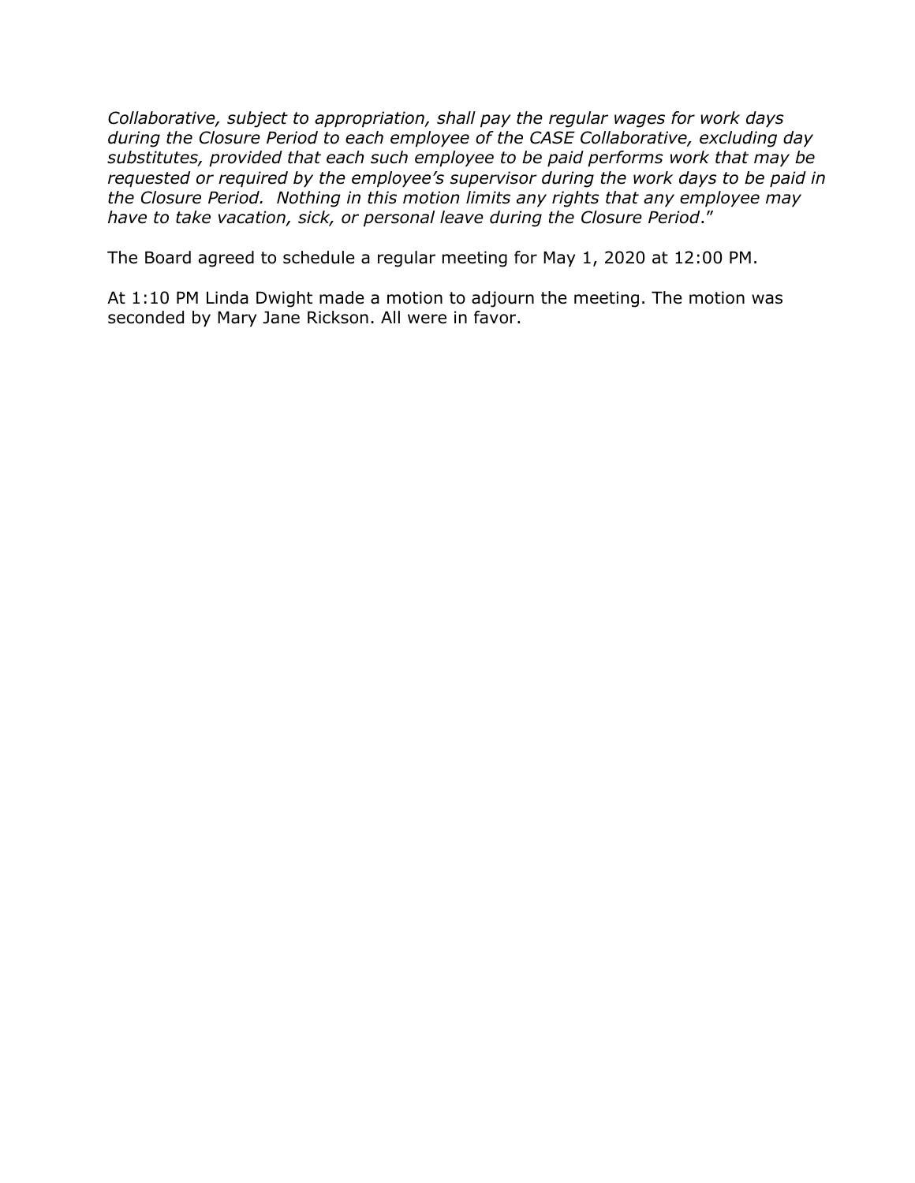*Collaborative, subject to appropriation, shall pay the regular wages for work days during the Closure Period to each employee of the CASE Collaborative, excluding day substitutes, provided that each such employee to be paid performs work that may be requested or required by the employee's supervisor during the work days to be paid in the Closure Period. Nothing in this motion limits any rights that any employee may have to take vacation, sick, or personal leave during the Closure Period*."

The Board agreed to schedule a regular meeting for May 1, 2020 at 12:00 PM.

At 1:10 PM Linda Dwight made a motion to adjourn the meeting. The motion was seconded by Mary Jane Rickson. All were in favor.